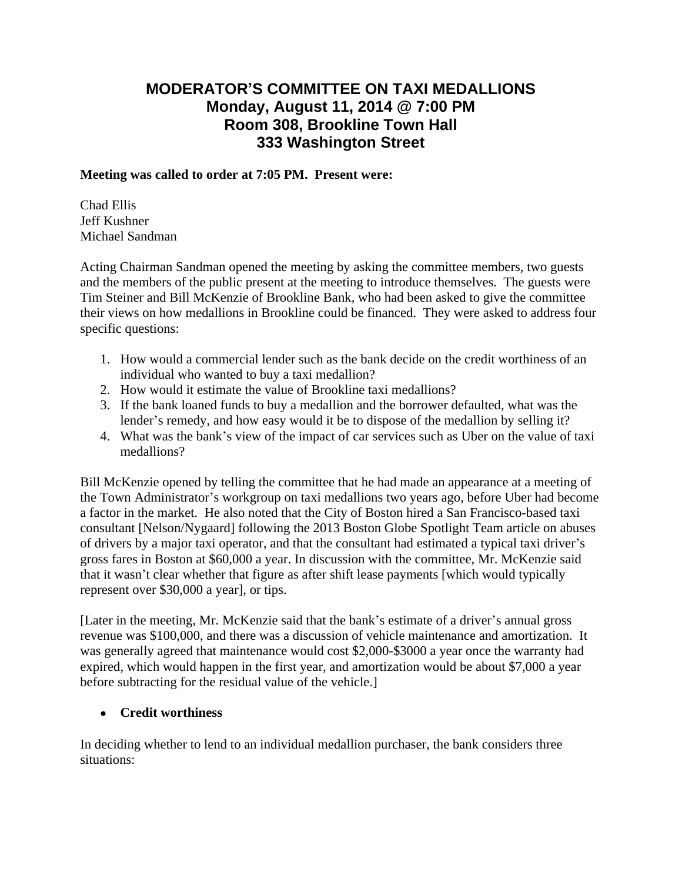# MODERATOR'S COMMITTEE ON TAXI MEDALLIONS
## Monday, August 11, 2014 @ 7:00 PM
## Room 308, Brookline Town Hall
## 333 Washington Street

**Meeting was called to order at 7:05 PM. Present were:**

Chad Ellis
Jeff Kushner
Michael Sandman

Acting Chairman Sandman opened the meeting by asking the committee members, two guests and the members of the public present at the meeting to introduce themselves. The guests were Tim Steiner and Bill McKenzie of Brookline Bank, who had been asked to give the committee their views on how medallions in Brookline could be financed. They were asked to address four specific questions:

1. How would a commercial lender such as the bank decide on the credit worthiness of an individual who wanted to buy a taxi medallion?
2. How would it estimate the value of Brookline taxi medallions?
3. If the bank loaned funds to buy a medallion and the borrower defaulted, what was the lender's remedy, and how easy would it be to dispose of the medallion by selling it?
4. What was the bank's view of the impact of car services such as Uber on the value of taxi medallions?

Bill McKenzie opened by telling the committee that he had made an appearance at a meeting of the Town Administrator's workgroup on taxi medallions two years ago, before Uber had become a factor in the market. He also noted that the City of Boston hired a San Francisco-based taxi consultant [Nelson/Nygaard] following the 2013 Boston Globe Spotlight Team article on abuses of drivers by a major taxi operator, and that the consultant had estimated a typical taxi driver's gross fares in Boston at $60,000 a year. In discussion with the committee, Mr. McKenzie said that it wasn't clear whether that figure as after shift lease payments [which would typically represent over $30,000 a year], or tips.

[Later in the meeting, Mr. McKenzie said that the bank's estimate of a driver's annual gross revenue was $100,000, and there was a discussion of vehicle maintenance and amortization. It was generally agreed that maintenance would cost $2,000-$3000 a year once the warranty had expired, which would happen in the first year, and amortization would be about $7,000 a year before subtracting for the residual value of the vehicle.]

- **Credit worthiness**

In deciding whether to lend to an individual medallion purchaser, the bank considers three situations: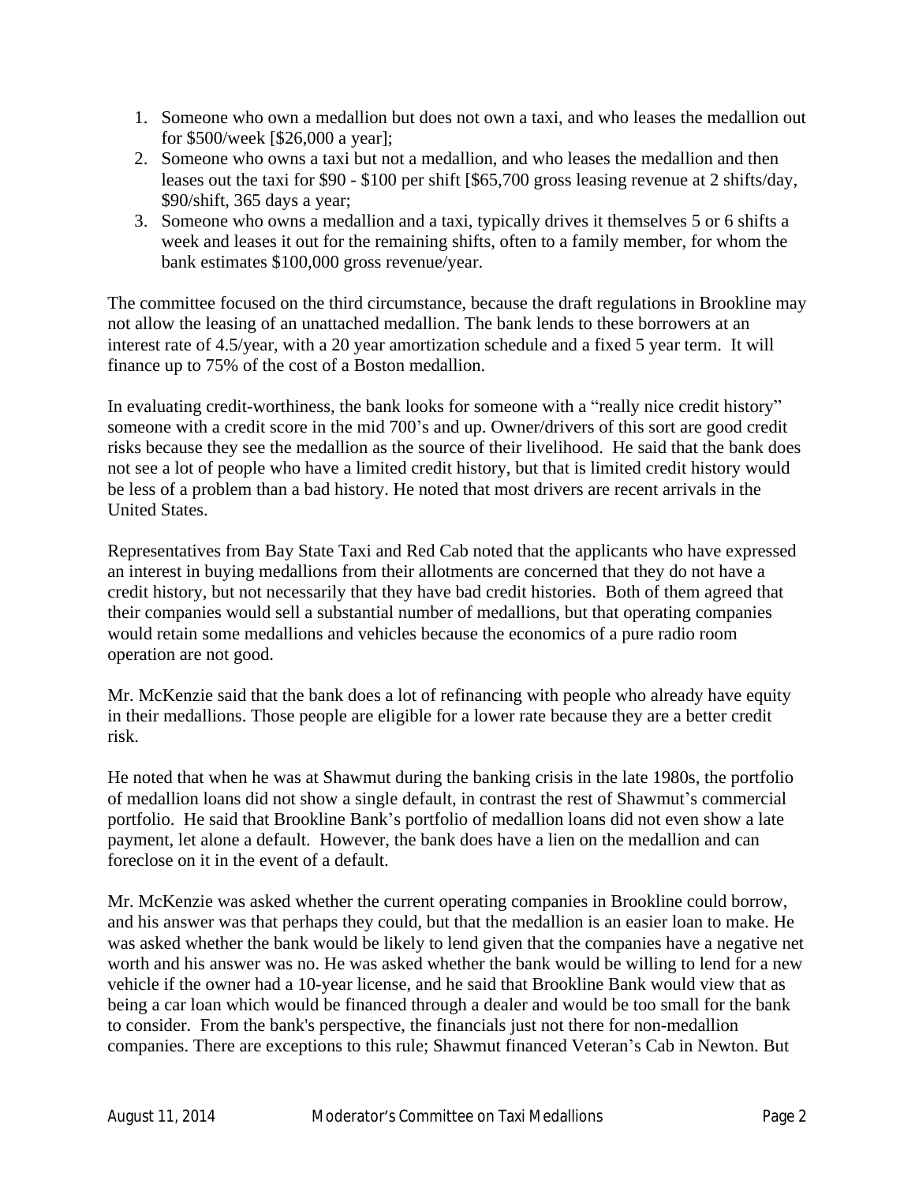1. Someone who own a medallion but does not own a taxi, and who leases the medallion out for $500/week [$26,000 a year];
2. Someone who owns a taxi but not a medallion, and who leases the medallion and then leases out the taxi for $90 - $100 per shift [$65,700 gross leasing revenue at 2 shifts/day, $90/shift, 365 days a year;
3. Someone who owns a medallion and a taxi, typically drives it themselves 5 or 6 shifts a week and leases it out for the remaining shifts, often to a family member, for whom the bank estimates $100,000 gross revenue/year.

The committee focused on the third circumstance, because the draft regulations in Brookline may not allow the leasing of an unattached medallion. The bank lends to these borrowers at an interest rate of 4.5/year, with a 20 year amortization schedule and a fixed 5 year term. It will finance up to 75% of the cost of a Boston medallion.

In evaluating credit-worthiness, the bank looks for someone with a "really nice credit history" someone with a credit score in the mid 700's and up. Owner/drivers of this sort are good credit risks because they see the medallion as the source of their livelihood. He said that the bank does not see a lot of people who have a limited credit history, but that is limited credit history would be less of a problem than a bad history. He noted that most drivers are recent arrivals in the United States.

Representatives from Bay State Taxi and Red Cab noted that the applicants who have expressed an interest in buying medallions from their allotments are concerned that they do not have a credit history, but not necessarily that they have bad credit histories. Both of them agreed that their companies would sell a substantial number of medallions, but that operating companies would retain some medallions and vehicles because the economics of a pure radio room operation are not good.

Mr. McKenzie said that the bank does a lot of refinancing with people who already have equity in their medallions. Those people are eligible for a lower rate because they are a better credit risk.

He noted that when he was at Shawmut during the banking crisis in the late 1980s, the portfolio of medallion loans did not show a single default, in contrast the rest of Shawmut's commercial portfolio. He said that Brookline Bank's portfolio of medallion loans did not even show a late payment, let alone a default. However, the bank does have a lien on the medallion and can foreclose on it in the event of a default.

Mr. McKenzie was asked whether the current operating companies in Brookline could borrow, and his answer was that perhaps they could, but that the medallion is an easier loan to make. He was asked whether the bank would be likely to lend given that the companies have a negative net worth and his answer was no. He was asked whether the bank would be willing to lend for a new vehicle if the owner had a 10-year license, and he said that Brookline Bank would view that as being a car loan which would be financed through a dealer and would be too small for the bank to consider. From the bank's perspective, the financials just not there for non-medallion companies. There are exceptions to this rule; Shawmut financed Veteran's Cab in Newton. But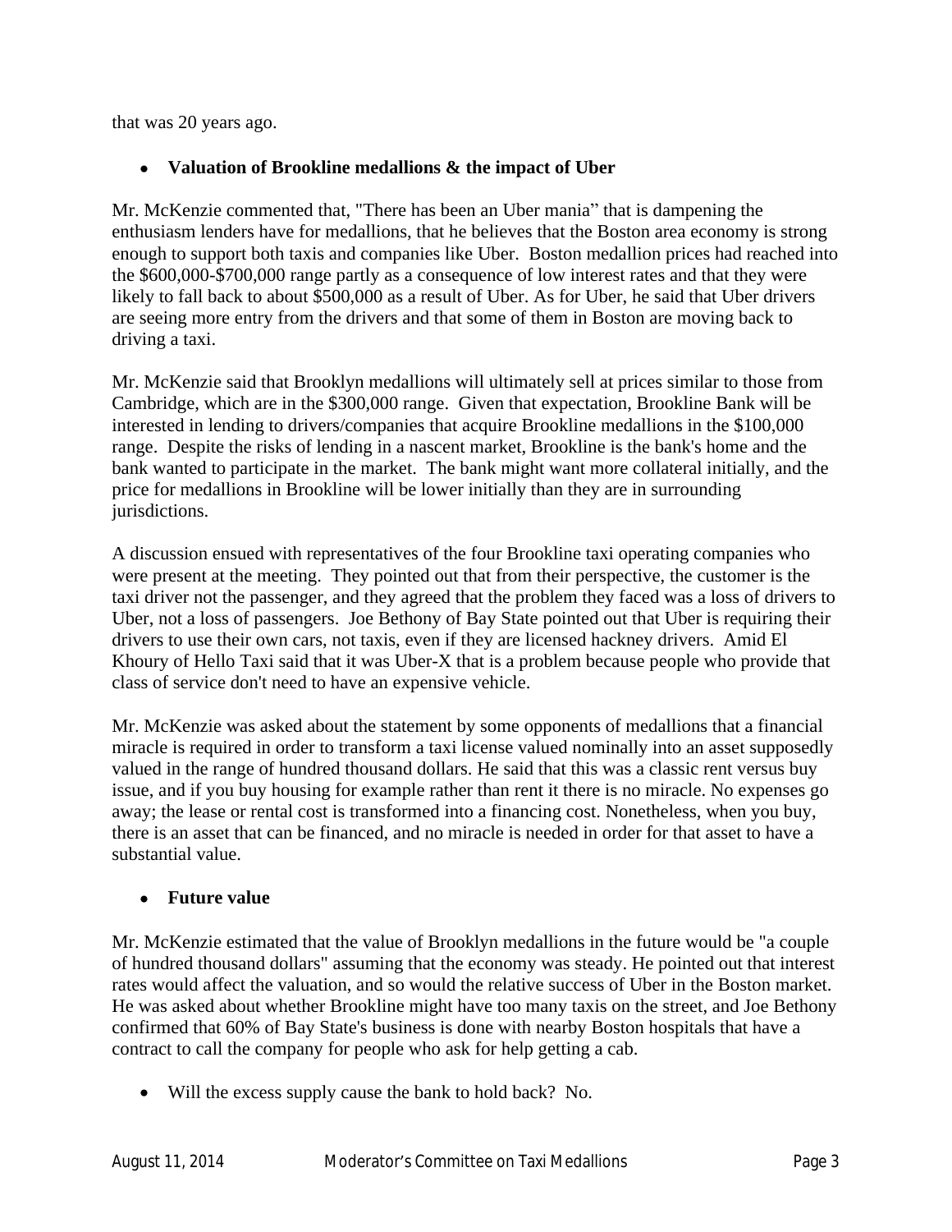that was 20 years ago.

- **Valuation of Brookline medallions & the impact of Uber**

Mr. McKenzie commented that, "There has been an Uber mania" that is dampening the enthusiasm lenders have for medallions, that he believes that the Boston area economy is strong enough to support both taxis and companies like Uber. Boston medallion prices had reached into the $600,000-$700,000 range partly as a consequence of low interest rates and that they were likely to fall back to about $500,000 as a result of Uber. As for Uber, he said that Uber drivers are seeing more entry from the drivers and that some of them in Boston are moving back to driving a taxi.

Mr. McKenzie said that Brooklyn medallions will ultimately sell at prices similar to those from Cambridge, which are in the $300,000 range. Given that expectation, Brookline Bank will be interested in lending to drivers/companies that acquire Brookline medallions in the $100,000 range. Despite the risks of lending in a nascent market, Brookline is the bank's home and the bank wanted to participate in the market. The bank might want more collateral initially, and the price for medallions in Brookline will be lower initially than they are in surrounding jurisdictions.

A discussion ensued with representatives of the four Brookline taxi operating companies who were present at the meeting. They pointed out that from their perspective, the customer is the taxi driver not the passenger, and they agreed that the problem they faced was a loss of drivers to Uber, not a loss of passengers. Joe Bethony of Bay State pointed out that Uber is requiring their drivers to use their own cars, not taxis, even if they are licensed hackney drivers. Amid El Khoury of Hello Taxi said that it was Uber-X that is a problem because people who provide that class of service don't need to have an expensive vehicle.

Mr. McKenzie was asked about the statement by some opponents of medallions that a financial miracle is required in order to transform a taxi license valued nominally into an asset supposedly valued in the range of hundred thousand dollars. He said that this was a classic rent versus buy issue, and if you buy housing for example rather than rent it there is no miracle. No expenses go away; the lease or rental cost is transformed into a financing cost. Nonetheless, when you buy, there is an asset that can be financed, and no miracle is needed in order for that asset to have a substantial value.

- **Future value**

Mr. McKenzie estimated that the value of Brooklyn medallions in the future would be "a couple of hundred thousand dollars" assuming that the economy was steady. He pointed out that interest rates would affect the valuation, and so would the relative success of Uber in the Boston market. He was asked about whether Brookline might have too many taxis on the street, and Joe Bethony confirmed that 60% of Bay State's business is done with nearby Boston hospitals that have a contract to call the company for people who ask for help getting a cab.

- Will the excess supply cause the bank to hold back? No.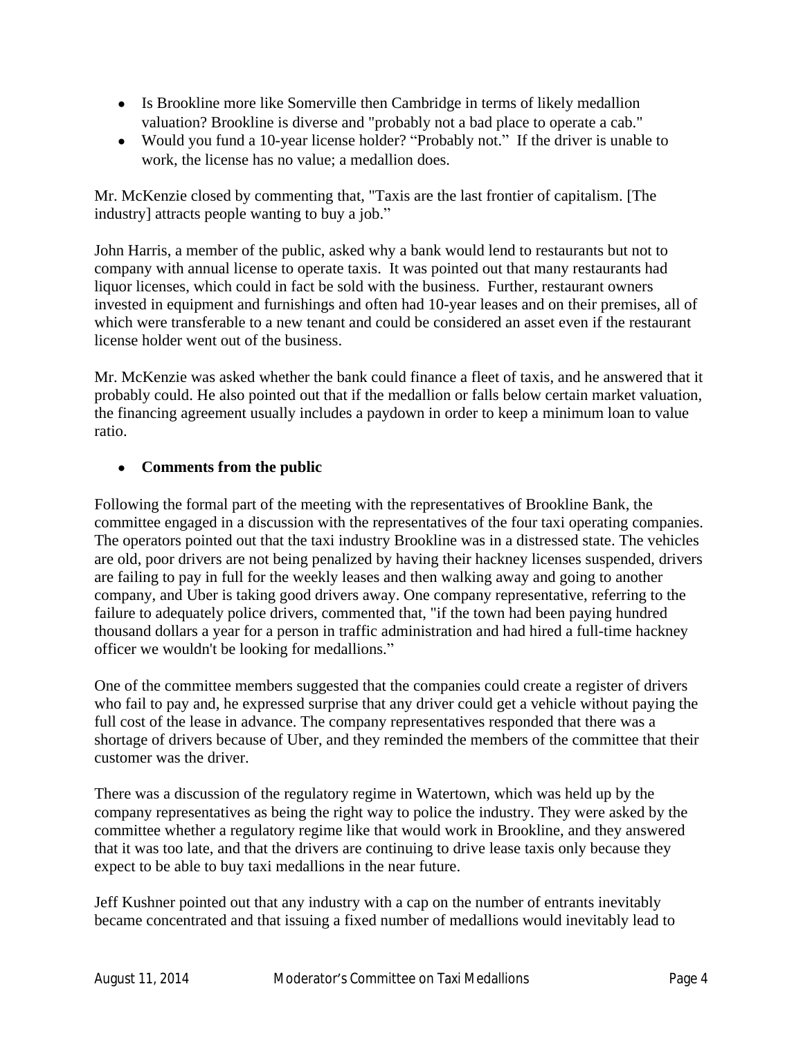- Is Brookline more like Somerville then Cambridge in terms of likely medallion valuation? Brookline is diverse and "probably not a bad place to operate a cab."
- Would you fund a 10-year license holder? "Probably not." If the driver is unable to work, the license has no value; a medallion does.

Mr. McKenzie closed by commenting that, "Taxis are the last frontier of capitalism. [The industry] attracts people wanting to buy a job."

John Harris, a member of the public, asked why a bank would lend to restaurants but not to company with annual license to operate taxis. It was pointed out that many restaurants had liquor licenses, which could in fact be sold with the business. Further, restaurant owners invested in equipment and furnishings and often had 10-year leases and on their premises, all of which were transferable to a new tenant and could be considered an asset even if the restaurant license holder went out of the business.

Mr. McKenzie was asked whether the bank could finance a fleet of taxis, and he answered that it probably could. He also pointed out that if the medallion or falls below certain market valuation, the financing agreement usually includes a paydown in order to keep a minimum loan to value ratio.

- **Comments from the public**

Following the formal part of the meeting with the representatives of Brookline Bank, the committee engaged in a discussion with the representatives of the four taxi operating companies. The operators pointed out that the taxi industry Brookline was in a distressed state. The vehicles are old, poor drivers are not being penalized by having their hackney licenses suspended, drivers are failing to pay in full for the weekly leases and then walking away and going to another company, and Uber is taking good drivers away. One company representative, referring to the failure to adequately police drivers, commented that, "if the town had been paying hundred thousand dollars a year for a person in traffic administration and had hired a full-time hackney officer we wouldn't be looking for medallions."

One of the committee members suggested that the companies could create a register of drivers who fail to pay and, he expressed surprise that any driver could get a vehicle without paying the full cost of the lease in advance. The company representatives responded that there was a shortage of drivers because of Uber, and they reminded the members of the committee that their customer was the driver.

There was a discussion of the regulatory regime in Watertown, which was held up by the company representatives as being the right way to police the industry. They were asked by the committee whether a regulatory regime like that would work in Brookline, and they answered that it was too late, and that the drivers are continuing to drive lease taxis only because they expect to be able to buy taxi medallions in the near future.

Jeff Kushner pointed out that any industry with a cap on the number of entrants inevitably became concentrated and that issuing a fixed number of medallions would inevitably lead to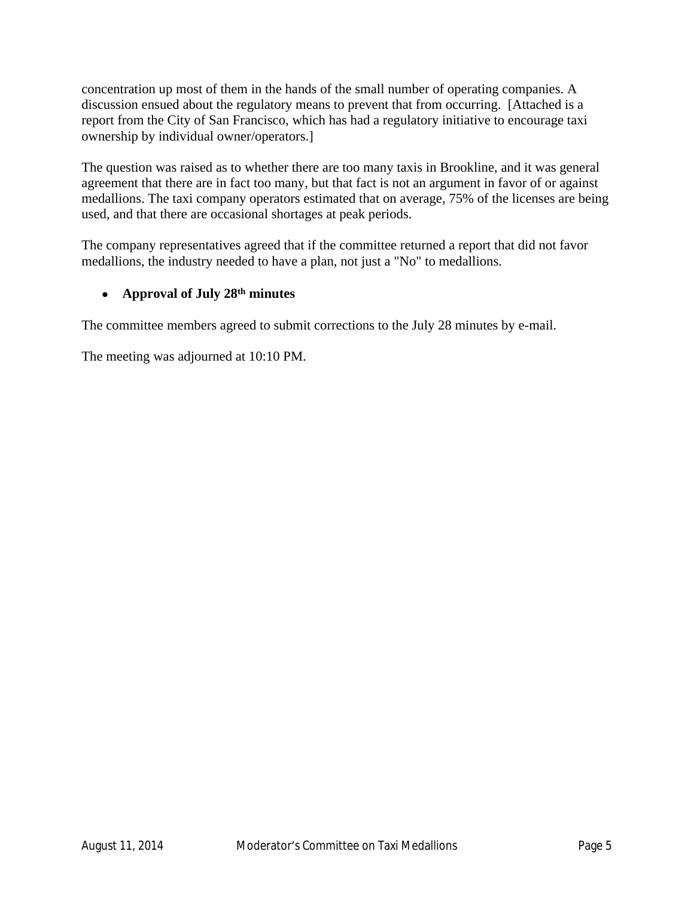concentration up most of them in the hands of the small number of operating companies. A discussion ensued about the regulatory means to prevent that from occurring. [Attached is a report from the City of San Francisco, which has had a regulatory initiative to encourage taxi ownership by individual owner/operators.]

The question was raised as to whether there are too many taxis in Brookline, and it was general agreement that there are in fact too many, but that fact is not an argument in favor of or against medallions. The taxi company operators estimated that on average, 75% of the licenses are being used, and that there are occasional shortages at peak periods.

The company representatives agreed that if the committee returned a report that did not favor medallions, the industry needed to have a plan, not just a "No" to medallions.

- **Approval of July 28th minutes**

The committee members agreed to submit corrections to the July 28 minutes by e-mail.

The meeting was adjourned at 10:10 PM.